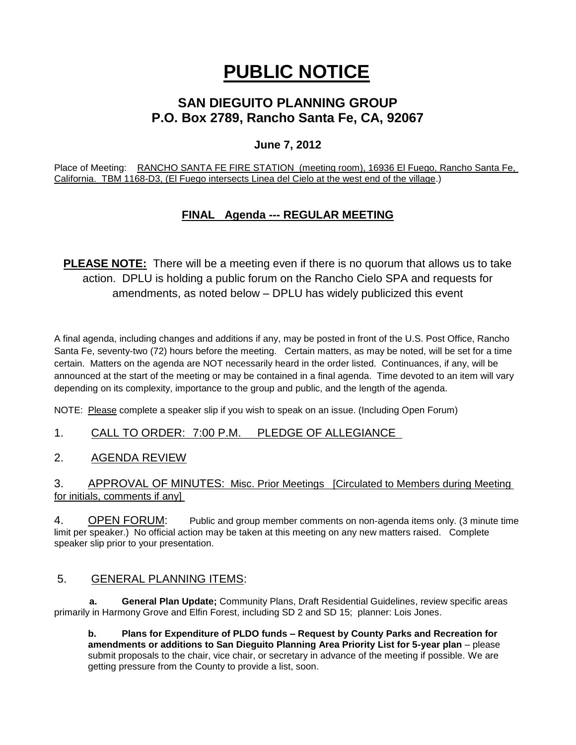# PUBLIC NOTICE

## SAN DIEGUITO PLANNING GROUP
## P.O. Box 2789, Rancho Santa Fe, CA, 92067

**June 7, 2012**

Place of Meeting: RANCHO SANTA FE FIRE STATION (meeting room), 16936 El Fuego, Rancho Santa Fe, California. TBM 1168-D3, (El Fuego intersects Linea del Cielo at the west end of the village.)

### FINAL Agenda --- REGULAR MEETING

**PLEASE NOTE:** There will be a meeting even if there is no quorum that allows us to take action. DPLU is holding a public forum on the Rancho Cielo SPA and requests for amendments, as noted below – DPLU has widely publicized this event

A final agenda, including changes and additions if any, may be posted in front of the U.S. Post Office, Rancho Santa Fe, seventy-two (72) hours before the meeting. Certain matters, as may be noted, will be set for a time certain. Matters on the agenda are NOT necessarily heard in the order listed. Continuances, if any, will be announced at the start of the meeting or may be contained in a final agenda. Time devoted to an item will vary depending on its complexity, importance to the group and public, and the length of the agenda.

NOTE: Please complete a speaker slip if you wish to speak on an issue. (Including Open Forum)

1. CALL TO ORDER: 7:00 P.M. PLEDGE OF ALLEGIANCE

2. AGENDA REVIEW

3. APPROVAL OF MINUTES: Misc. Prior Meetings [Circulated to Members during Meeting for initials, comments if any]

4. OPEN FORUM: Public and group member comments on non-agenda items only. (3 minute time limit per speaker.) No official action may be taken at this meeting on any new matters raised. Complete speaker slip prior to your presentation.

5. GENERAL PLANNING ITEMS:

**a. General Plan Update;** Community Plans, Draft Residential Guidelines, review specific areas primarily in Harmony Grove and Elfin Forest, including SD 2 and SD 15; planner: Lois Jones.

**b. Plans for Expenditure of PLDO funds – Request by County Parks and Recreation for amendments or additions to San Dieguito Planning Area Priority List for 5-year plan** – please submit proposals to the chair, vice chair, or secretary in advance of the meeting if possible. We are getting pressure from the County to provide a list, soon.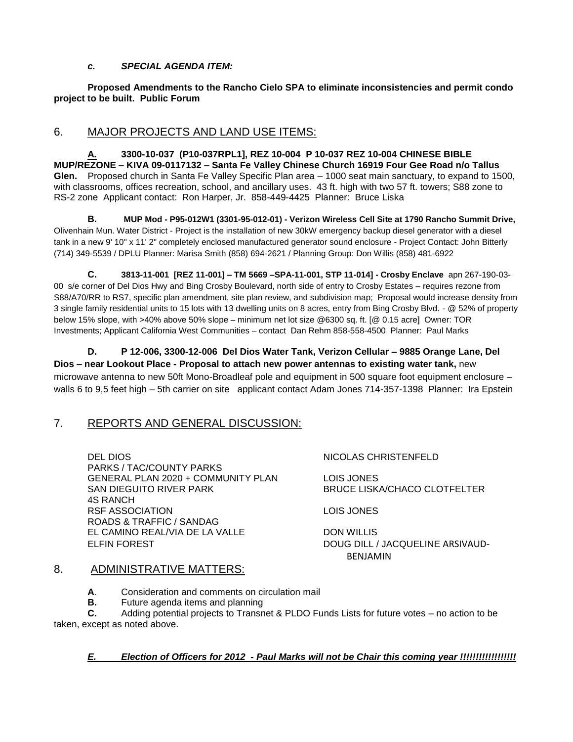***c. SPECIAL AGENDA ITEM:***

**Proposed Amendments to the Rancho Cielo SPA to eliminate inconsistencies and permit condo project to be built. Public Forum**

## 6. MAJOR PROJECTS AND LAND USE ITEMS:

**A. 3300-10-037 (P10-037RPL1], REZ 10-004 P 10-037 REZ 10-004 CHINESE BIBLE MUP/REZONE – KIVA 09-0117132 – Santa Fe Valley Chinese Church 16919 Four Gee Road n/o Tallus Glen.** Proposed church in Santa Fe Valley Specific Plan area – 1000 seat main sanctuary, to expand to 1500, with classrooms, offices recreation, school, and ancillary uses. 43 ft. high with two 57 ft. towers; S88 zone to RS-2 zone Applicant contact: Ron Harper, Jr. 858-449-4425 Planner: Bruce Liska

**B. MUP Mod - P95-012W1 (3301-95-012-01) - Verizon Wireless Cell Site at 1790 Rancho Summit Drive,** Olivenhain Mun. Water District - Project is the installation of new 30kW emergency backup diesel generator with a diesel tank in a new 9' 10" x 11' 2" completely enclosed manufactured generator sound enclosure - Project Contact: John Bitterly (714) 349-5539 / DPLU Planner: Marisa Smith (858) 694-2621 / Planning Group: Don Willis (858) 481-6922

**C. 3813-11-001 [REZ 11-001] – TM 5669 –SPA-11-001, STP 11-014] - Crosby Enclave** apn 267-190-03-00 s/e corner of Del Dios Hwy and Bing Crosby Boulevard, north side of entry to Crosby Estates – requires rezone from S88/A70/RR to RS7, specific plan amendment, site plan review, and subdivision map; Proposal would increase density from 3 single family residential units to 15 lots with 13 dwelling units on 8 acres, entry from Bing Crosby Blvd. - @ 52% of property below 15% slope, with >40% above 50% slope – minimum net lot size @6300 sq. ft. [@ 0.15 acre] Owner: TOR Investments; Applicant California West Communities – contact Dan Rehm 858-558-4500 Planner: Paul Marks

**D. P 12-006, 3300-12-006 Del Dios Water Tank, Verizon Cellular – 9885 Orange Lane, Del Dios – near Lookout Place - Proposal to attach new power antennas to existing water tank,** new microwave antenna to new 50ft Mono-Broadleaf pole and equipment in 500 square foot equipment enclosure – walls 6 to 9,5 feet high – 5th carrier on site applicant contact Adam Jones 714-357-1398 Planner: Ira Epstein

## 7. REPORTS AND GENERAL DISCUSSION:

| | |
|---|---|
| DEL DIOS | NICOLAS CHRISTENFELD |
| PARKS / TAC/COUNTY PARKS | |
| GENERAL PLAN 2020 + COMMUNITY PLAN | LOIS JONES |
| SAN DIEGUITO RIVER PARK | BRUCE LISKA/CHACO CLOTFELTER |
| 4S RANCH | |
| RSF ASSOCIATION | LOIS JONES |
| ROADS & TRAFFIC / SANDAG | |
| EL CAMINO REAL/VIA DE LA VALLE | DON WILLIS |
| ELFIN FOREST | DOUG DILL / JACQUELINE ARSIVAUD-BENJAMIN |

## 8. ADMINISTRATIVE MATTERS:

**A**. Consideration and comments on circulation mail

**B.** Future agenda items and planning

**C.** Adding potential projects to Transnet & PLDO Funds Lists for future votes – no action to be taken, except as noted above.

***E. Election of Officers for 2012 - Paul Marks will not be Chair this coming year !!!!!!!!!!!!!!!!!***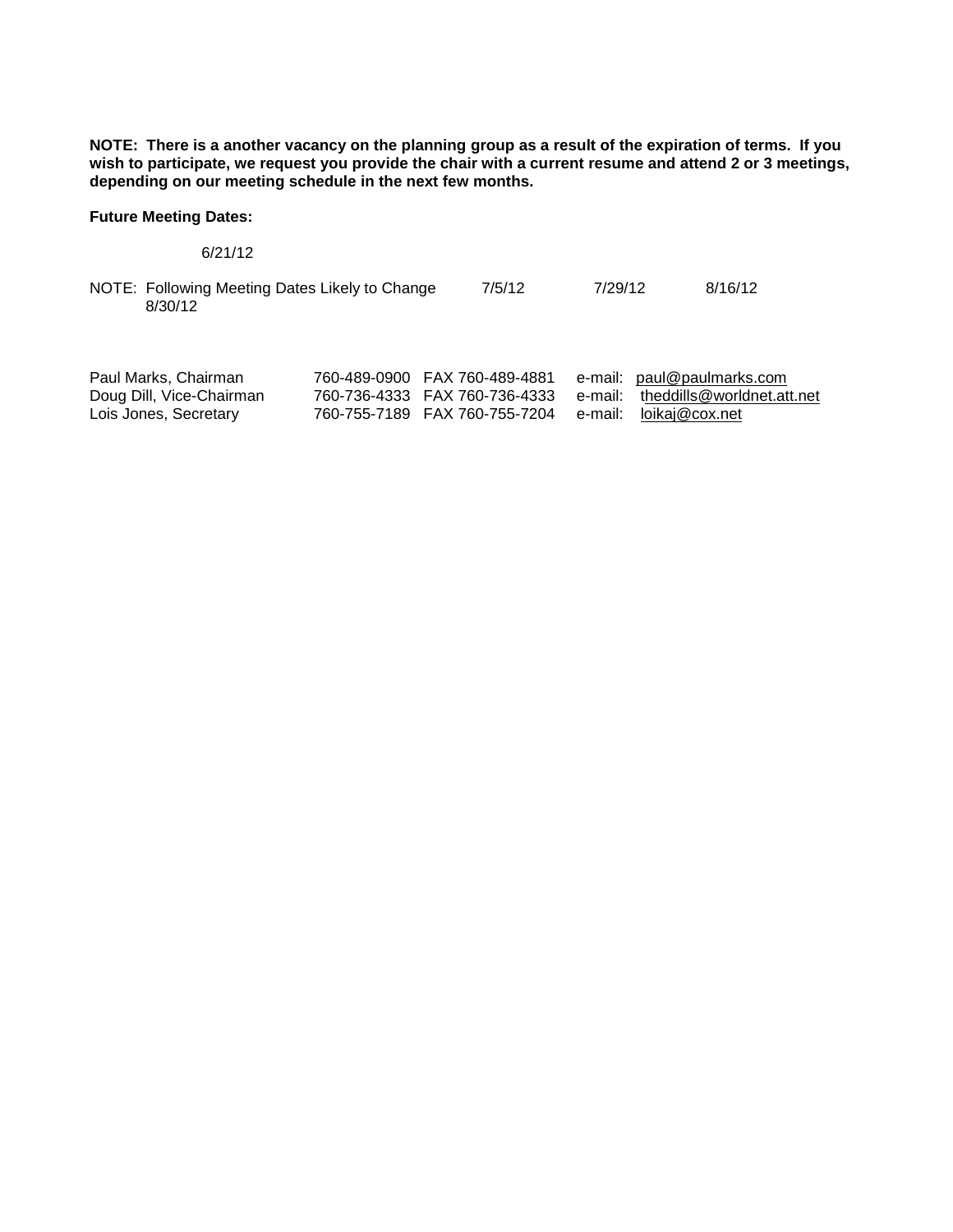**NOTE: There is a another vacancy on the planning group as a result of the expiration of terms. If you wish to participate, we request you provide the chair with a current resume and attend 2 or 3 meetings, depending on our meeting schedule in the next few months.**

**Future Meeting Dates:**

6/21/12

NOTE: Following Meeting Dates Likely to Change 7/5/12 7/29/12 8/16/12 8/30/12

| | | | |
|---|---|---|---|
| Paul Marks, Chairman | 760-489-0900 | FAX 760-489-4881 | e-mail: paul@paulmarks.com |
| Doug Dill, Vice-Chairman | 760-736-4333 | FAX 760-736-4333 | e-mail: theddills@worldnet.att.net |
| Lois Jones, Secretary | 760-755-7189 | FAX 760-755-7204 | e-mail: loikaj@cox.net |